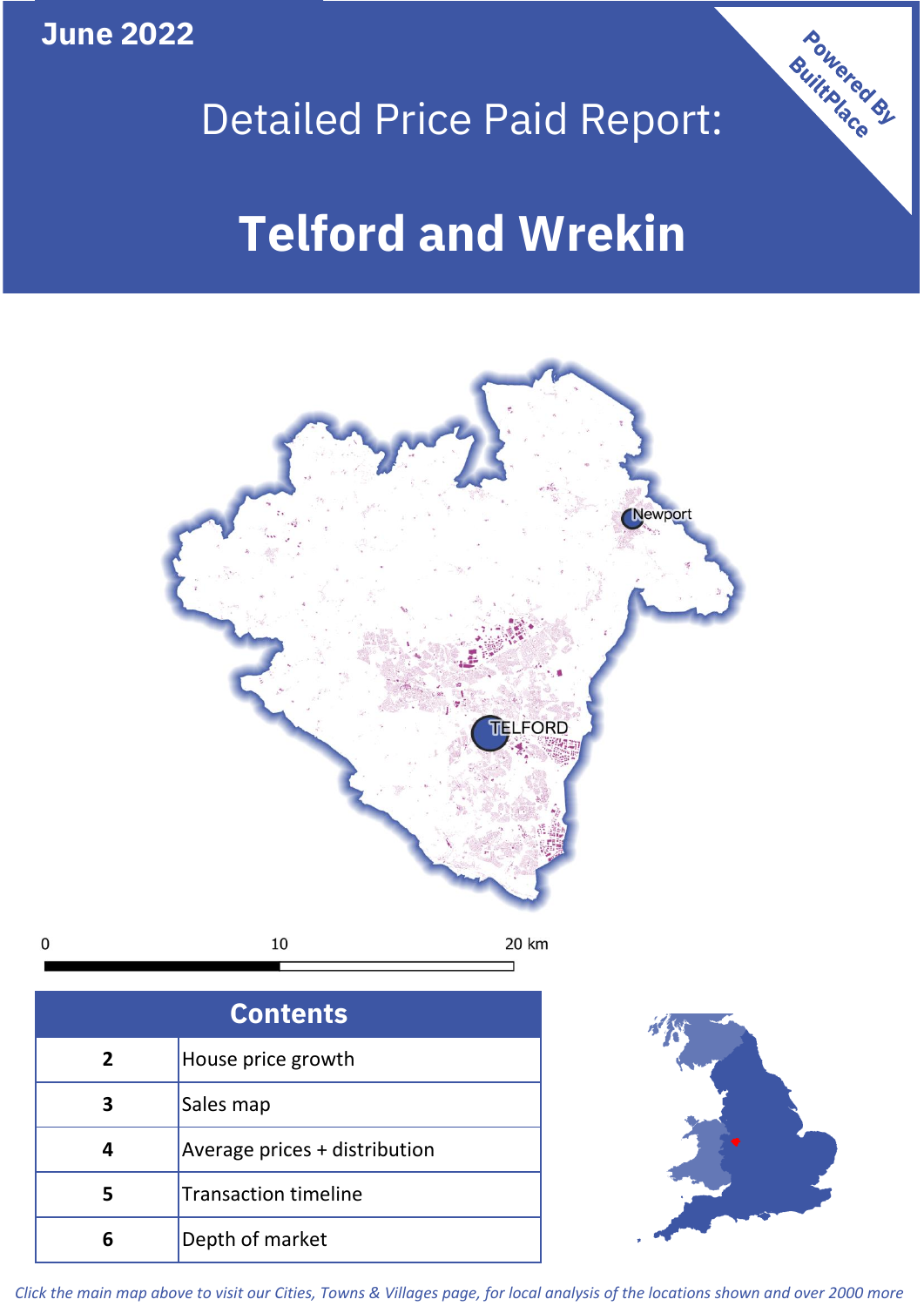June 2022

# Detailed Price Paid Report:

# Telford and Wrekin

Powered By BuiltPlace

| Contents | |
|---|---|
| 2 | House price growth |
| 3 | Sales map |
| 4 | Average prices + distribution |
| 5 | Transaction timeline |
| 6 | Depth of market |

*Click the main map above to visit our Cities, Towns & Villages page, for local analysis of the locations shown and over 2000 more*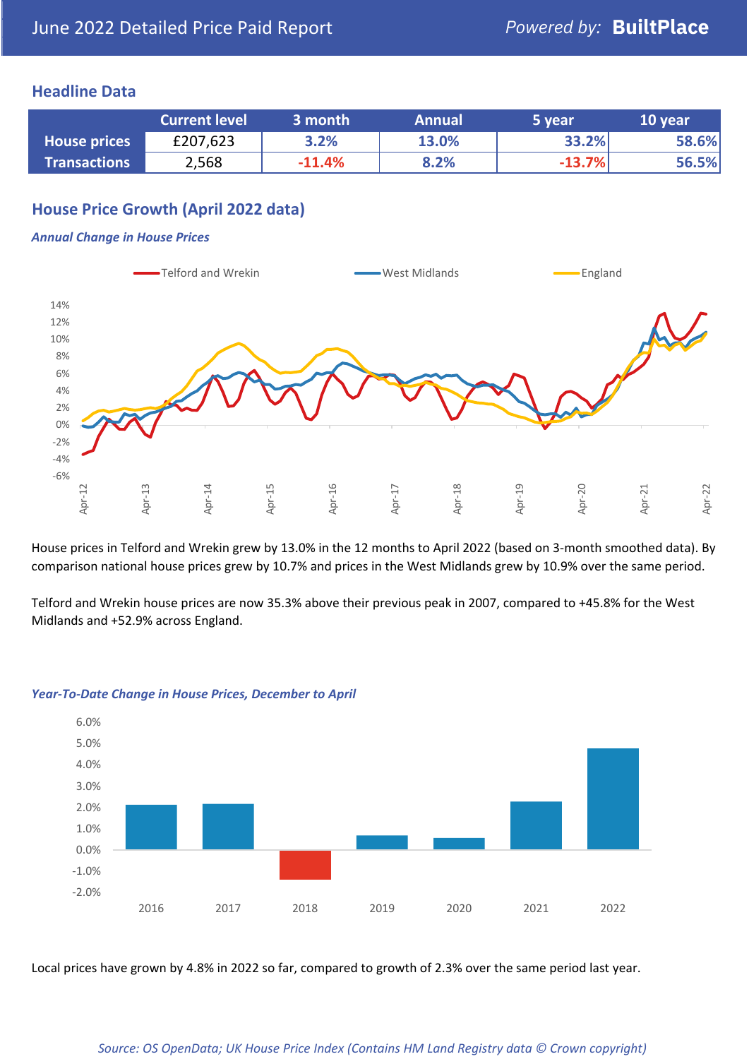June 2022 Detailed Price Paid Report — Powered by: **BuiltPlace**

## Headline Data

| | Current level | 3 month | Annual | 5 year | 10 year |
|---|---|---|---|---|---|
| **House prices** | £207,623 | 3.2% | 13.0% | 33.2% | 58.6% |
| **Transactions** | 2,568 | -11.4% | 8.2% | -13.7% | 56.5% |

## House Price Growth (April 2022 data)

***Annual Change in House Prices***

House prices in Telford and Wrekin grew by 13.0% in the 12 months to April 2022 (based on 3-month smoothed data). By comparison national house prices grew by 10.7% and prices in the West Midlands grew by 10.9% over the same period.

Telford and Wrekin house prices are now 35.3% above their previous peak in 2007, compared to +45.8% for the West Midlands and +52.9% across England.

***Year-To-Date Change in House Prices, December to April***

Local prices have grown by 4.8% in 2022 so far, compared to growth of 2.3% over the same period last year.

*Source: OS OpenData; UK House Price Index (Contains HM Land Registry data © Crown copyright)*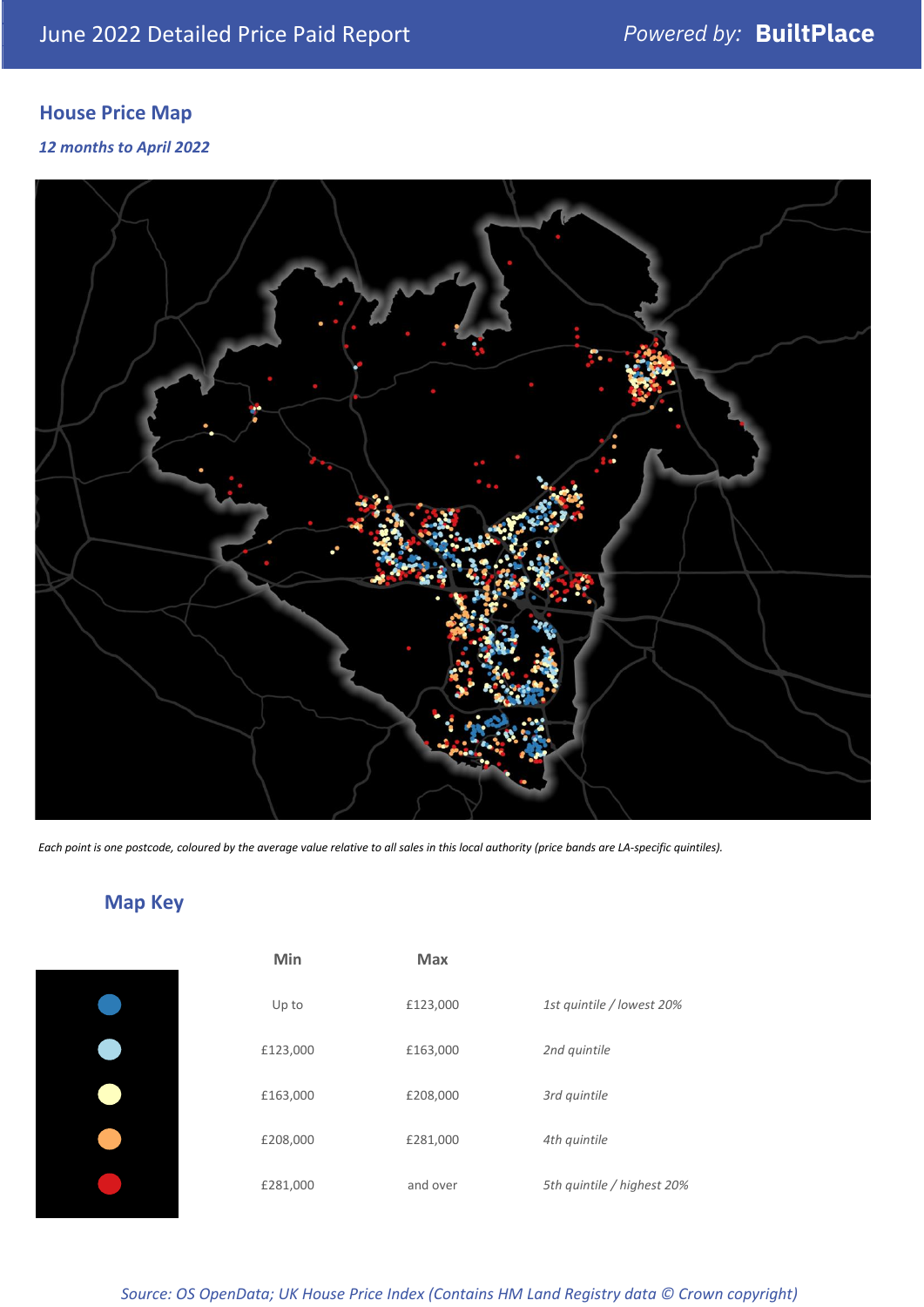June 2022 Detailed Price Paid Report

## House Price Map

*12 months to April 2022*

*Each point is one postcode, coloured by the average value relative to all sales in this local authority (price bands are LA-specific quintiles).*

## Map Key

| Min | Max | |
|---|---|---|
| Up to | £123,000 | *1st quintile / lowest 20%* |
| £123,000 | £163,000 | *2nd quintile* |
| £163,000 | £208,000 | *3rd quintile* |
| £208,000 | £281,000 | *4th quintile* |
| £281,000 | and over | *5th quintile / highest 20%* |

*Source: OS OpenData; UK House Price Index (Contains HM Land Registry data © Crown copyright)*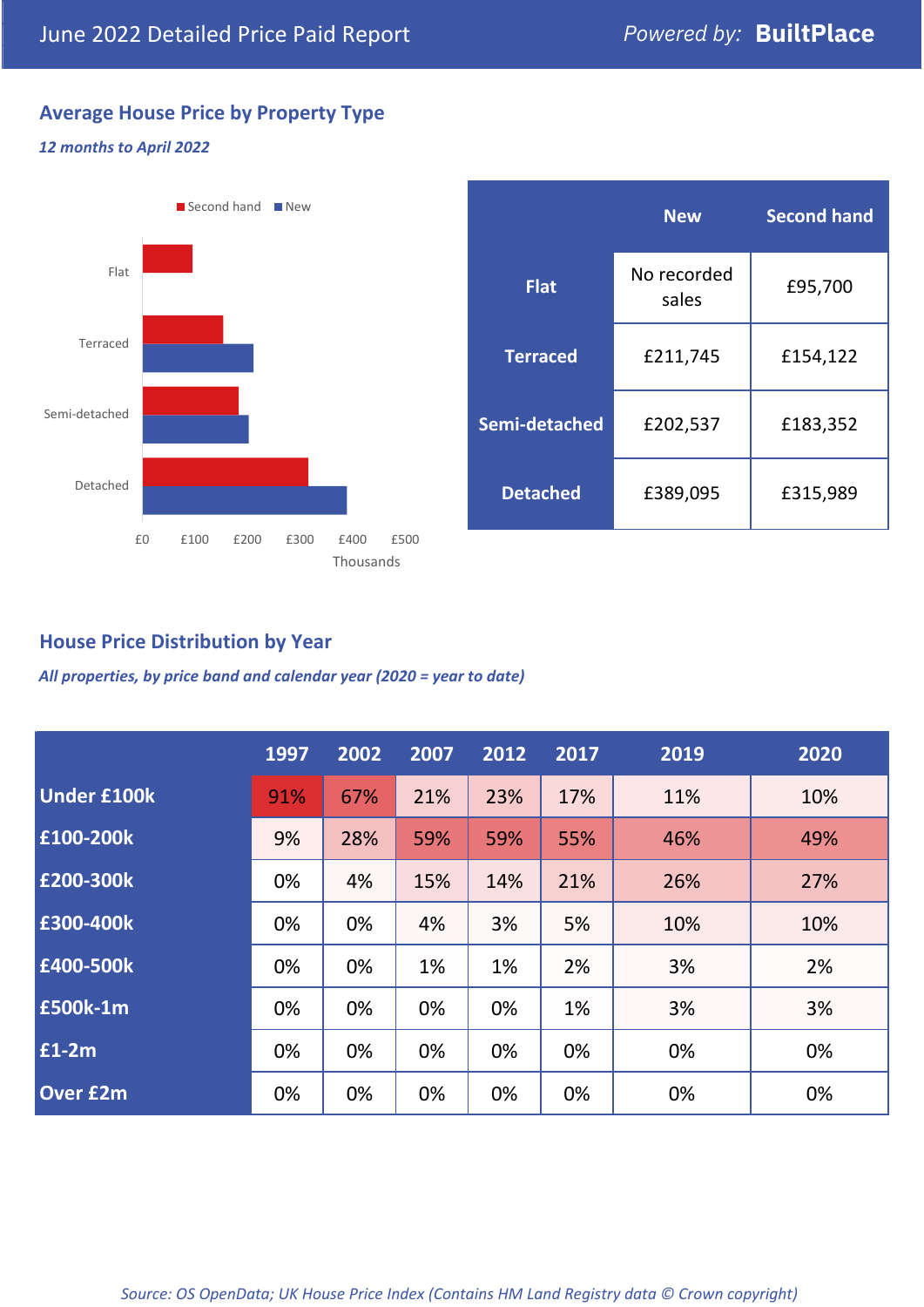June 2022 Detailed Price Paid Report

*Powered by:* **BuiltPlace**

## Average House Price by Property Type

***12 months to April 2022***

|  | New | Second hand |
|---|---|---|
| **Flat** | No recorded sales | £95,700 |
| **Terraced** | £211,745 | £154,122 |
| **Semi-detached** | £202,537 | £183,352 |
| **Detached** | £389,095 | £315,989 |

## House Price Distribution by Year

***All properties, by price band and calendar year (2020 = year to date)***

|  | 1997 | 2002 | 2007 | 2012 | 2017 | 2019 | 2020 |
|---|---|---|---|---|---|---|---|
| **Under £100k** | 91% | 67% | 21% | 23% | 17% | 11% | 10% |
| **£100-200k** | 9% | 28% | 59% | 59% | 55% | 46% | 49% |
| **£200-300k** | 0% | 4% | 15% | 14% | 21% | 26% | 27% |
| **£300-400k** | 0% | 0% | 4% | 3% | 5% | 10% | 10% |
| **£400-500k** | 0% | 0% | 1% | 1% | 2% | 3% | 2% |
| **£500k-1m** | 0% | 0% | 0% | 0% | 1% | 3% | 3% |
| **£1-2m** | 0% | 0% | 0% | 0% | 0% | 0% | 0% |
| **Over £2m** | 0% | 0% | 0% | 0% | 0% | 0% | 0% |

*Source: OS OpenData; UK House Price Index (Contains HM Land Registry data © Crown copyright)*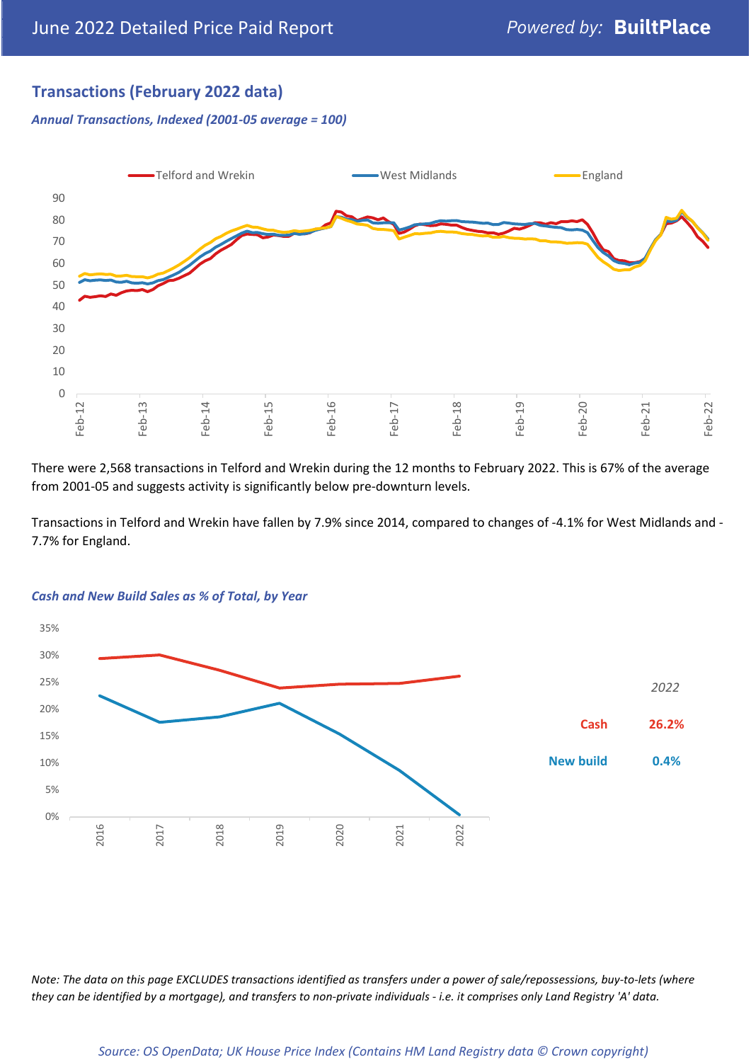## Transactions (February 2022 data)

***Annual Transactions, Indexed (2001-05 average = 100)***

There were 2,568 transactions in Telford and Wrekin during the 12 months to February 2022. This is 67% of the average from 2001-05 and suggests activity is significantly below pre-downturn levels.

Transactions in Telford and Wrekin have fallen by 7.9% since 2014, compared to changes of -4.1% for West Midlands and -7.7% for England.

***Cash and New Build Sales as % of Total, by Year***

| *2022* | |
|---|---|
| Cash | 26.2% |
| New build | 0.4% |

*Note: The data on this page EXCLUDES transactions identified as transfers under a power of sale/repossessions, buy-to-lets (where they can be identified by a mortgage), and transfers to non-private individuals - i.e. it comprises only Land Registry 'A' data.*

*Source: OS OpenData; UK House Price Index (Contains HM Land Registry data © Crown copyright)*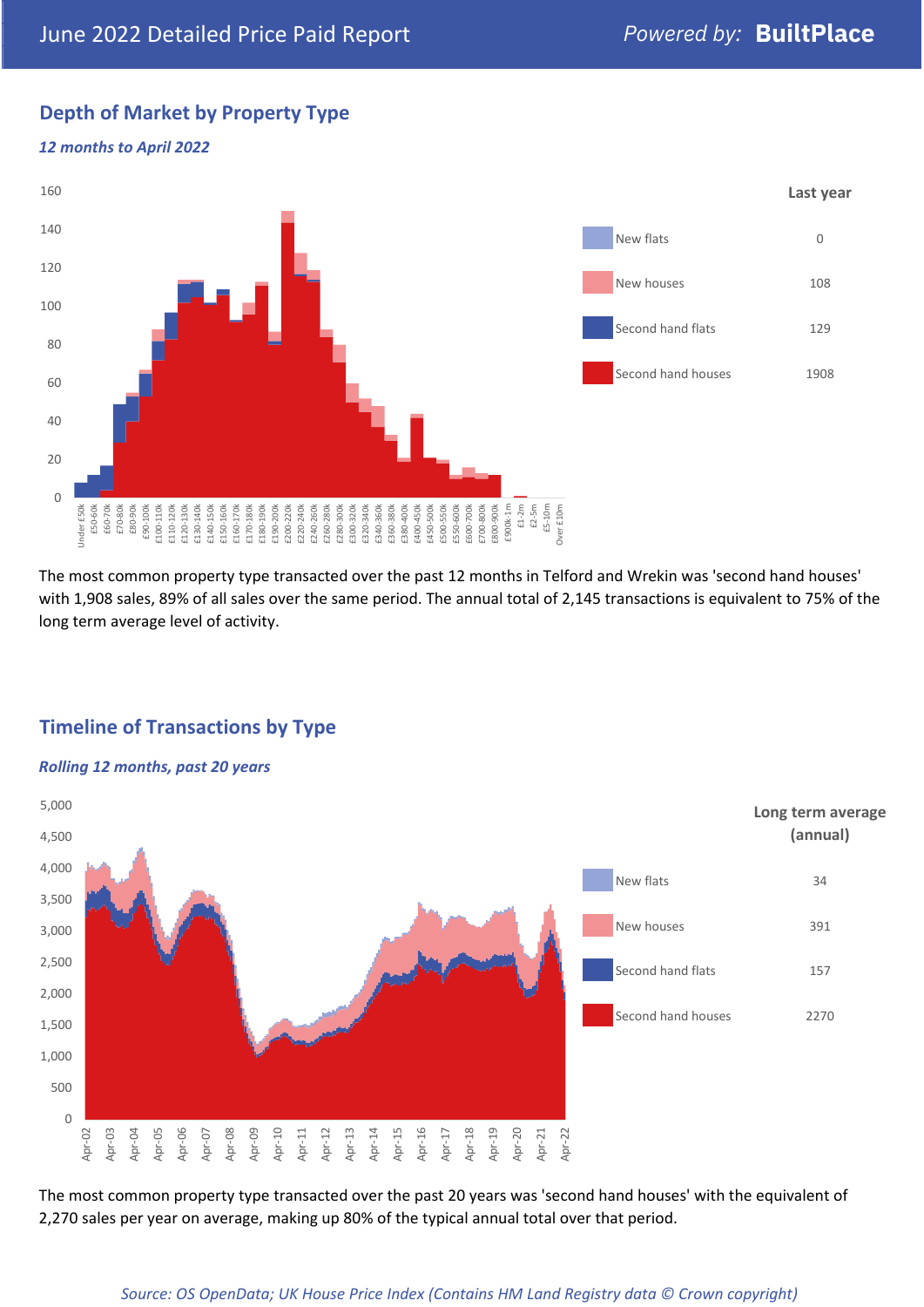June 2022 Detailed Price Paid Report

Powered by: **BuiltPlace**

## Depth of Market by Property Type

*12 months to April 2022*

160
140
120
100
80
60
40
20
0

Under £50k, £50-60k, £60-70k, £70-80k, £80-90k, £90-100k, £100-110k, £110-120k, £120-130k, £130-140k, £140-150k, £150-160k, £160-170k, £170-180k, £180-190k, £190-200k, £200-220k, £220-240k, £240-260k, £260-280k, £280-300k, £300-320k, £320-340k, £340-360k, £360-380k, £380-400k, £400-450k, £450-500k, £500-550k, £550-600k, £600-700k, £700-800k, £800-900k, £900k-1m, £1-2m, £2-5m, £5-10m, Over £10m

**Last year**

New flats 0
New houses 108
Second hand flats 129
Second hand houses 1908

The most common property type transacted over the past 12 months in Telford and Wrekin was 'second hand houses' with 1,908 sales, 89% of all sales over the same period. The annual total of 2,145 transactions is equivalent to 75% of the long term average level of activity.

## Timeline of Transactions by Type

*Rolling 12 months, past 20 years*

5,000
4,500
4,000
3,500
3,000
2,500
2,000
1,500
1,000
500
0

Apr-02, Apr-03, Apr-04, Apr-05, Apr-06, Apr-07, Apr-08, Apr-09, Apr-10, Apr-11, Apr-12, Apr-13, Apr-14, Apr-15, Apr-16, Apr-17, Apr-18, Apr-19, Apr-20, Apr-21, Apr-22

**Long term average (annual)**

New flats 34
New houses 391
Second hand flats 157
Second hand houses 2270

The most common property type transacted over the past 20 years was 'second hand houses' with the equivalent of 2,270 sales per year on average, making up 80% of the typical annual total over that period.

*Source: OS OpenData; UK House Price Index (Contains HM Land Registry data © Crown copyright)*